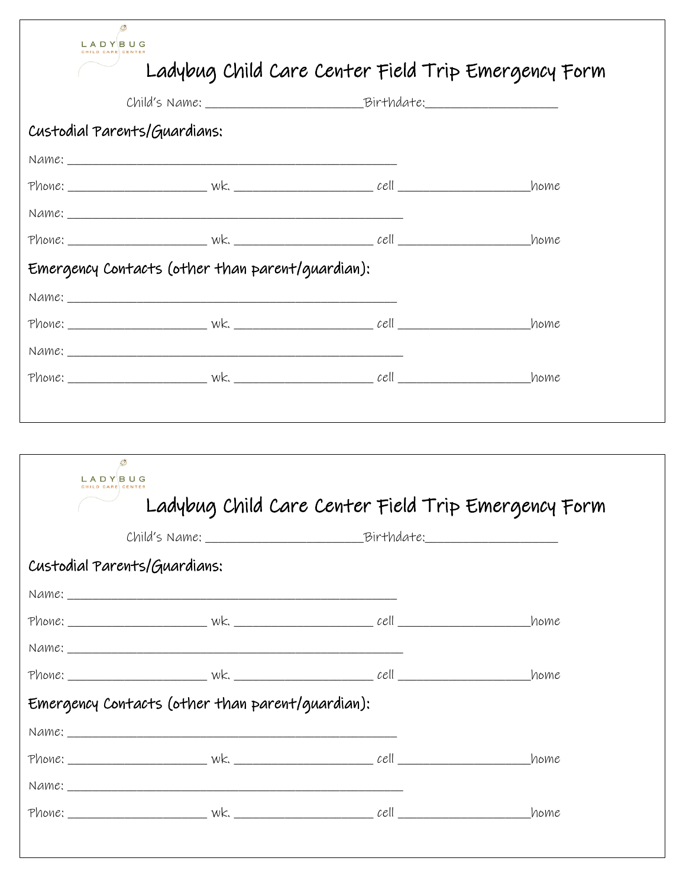LADYBUG CHILD CARE CENTER

# Ladybug Child Care Center Field Trip Emergency Form

Child's Name: ______________________Birthdate:__________________

## Custodial Parents/Guardians:

Name: ______________________________________________

Phone: ___________________ wk. ___________________ cell __________________home

Name: ______________________________________________

Phone: ___________________ wk. ___________________ cell __________________home

## Emergency Contacts (other than parent/guardian):

Name: ______________________________________________

Phone: ___________________ wk. ___________________ cell __________________home

Name: ______________________________________________

Phone: ___________________ wk. ___________________ cell __________________home

---

LADYBUG CHILD CARE CENTER

# Ladybug Child Care Center Field Trip Emergency Form

Child's Name: ______________________Birthdate:__________________

## Custodial Parents/Guardians:

Name: ______________________________________________

Phone: ___________________ wk. ___________________ cell __________________home

Name: ______________________________________________

Phone: ___________________ wk. ___________________ cell __________________home

## Emergency Contacts (other than parent/guardian):

Name: ______________________________________________

Phone: ___________________ wk. ___________________ cell __________________home

Name: ______________________________________________

Phone: ___________________ wk. ___________________ cell __________________home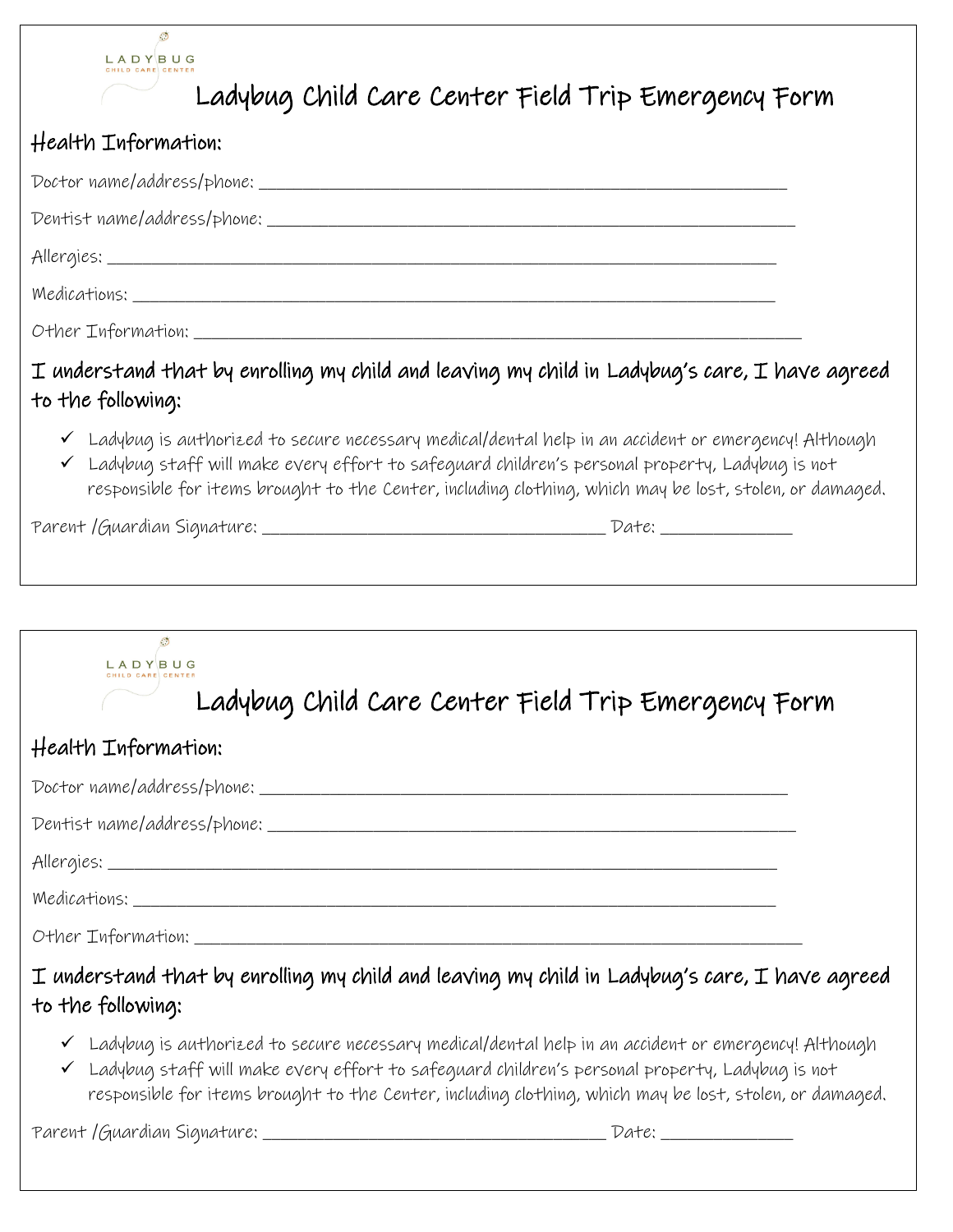LADYBUG
CHILD CARE CENTER

# Ladybug Child Care Center Field Trip Emergency Form

## Health Information:

Doctor name/address/phone: ___________________________________________________________

Dentist name/address/phone: ___________________________________________________________

Allergies: ___________________________________________________________

Medications: ___________________________________________________________

Other Information: ___________________________________________________________

### I understand that by enrolling my child and leaving my child in Ladybug's care, I have agreed to the following:

- ✓ Ladybug is authorized to secure necessary medical/dental help in an accident or emergency! Although
- ✓ Ladybug staff will make every effort to safeguard children's personal property, Ladybug is not responsible for items brought to the Center, including clothing, which may be lost, stolen, or damaged.

Parent /Guardian Signature: ____________________________________ Date: _____________

LADYBUG
CHILD CARE CENTER

# Ladybug Child Care Center Field Trip Emergency Form

## Health Information:

Doctor name/address/phone: ___________________________________________________________

Dentist name/address/phone: ___________________________________________________________

Allergies: ___________________________________________________________

Medications: ___________________________________________________________

Other Information: ___________________________________________________________

### I understand that by enrolling my child and leaving my child in Ladybug's care, I have agreed to the following:

- ✓ Ladybug is authorized to secure necessary medical/dental help in an accident or emergency! Although
- ✓ Ladybug staff will make every effort to safeguard children's personal property, Ladybug is not responsible for items brought to the Center, including clothing, which may be lost, stolen, or damaged.

Parent /Guardian Signature: ____________________________________ Date: _____________